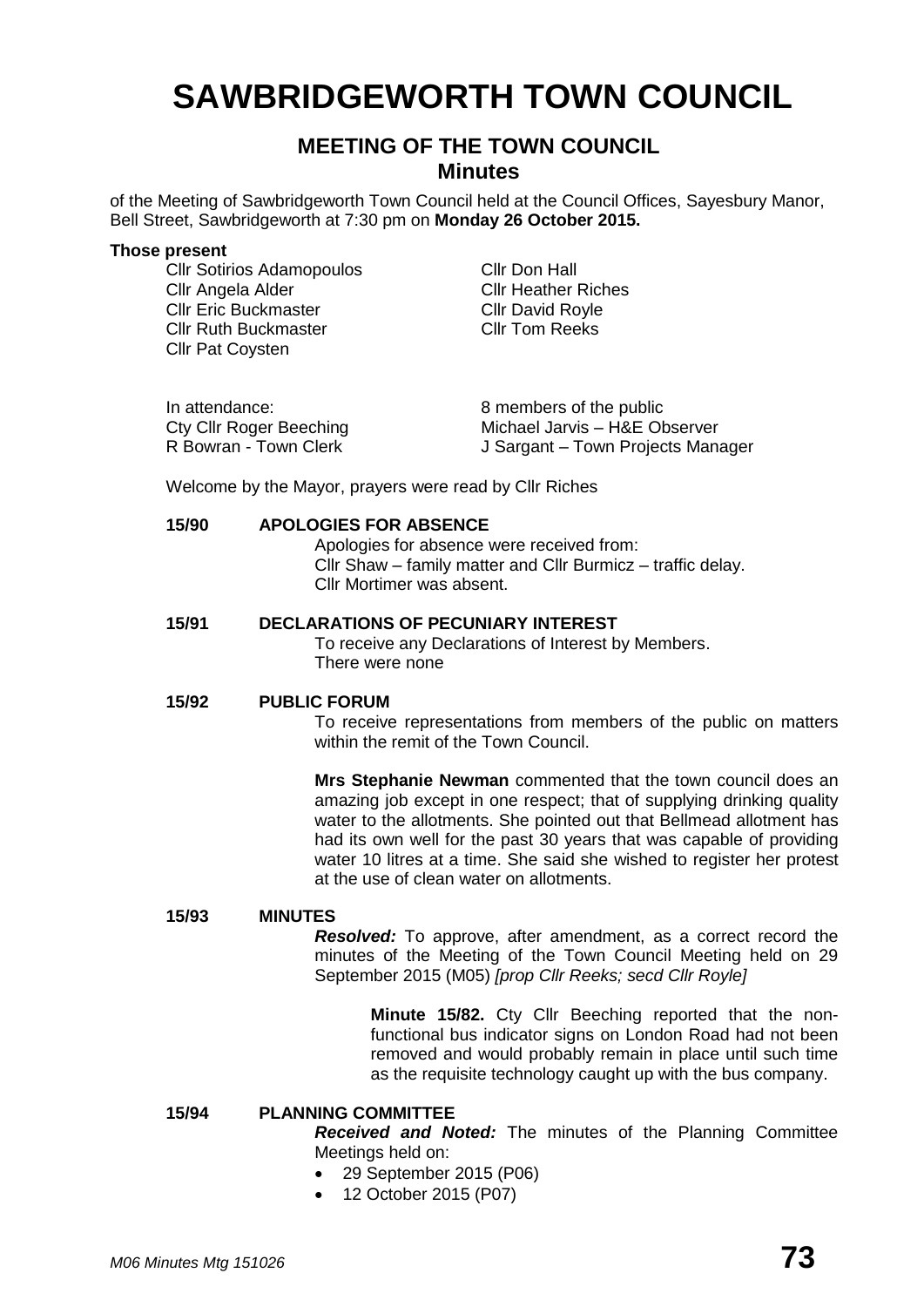# SAWBRIDGEWORTH TOWN COUNCIL

## MEETING OF THE TOWN COUNCIL
### Minutes

of the Meeting of Sawbridgeworth Town Council held at the Council Offices, Sayesbury Manor, Bell Street, Sawbridgeworth at 7:30 pm on **Monday 26 October 2015.**

**Those present**

Cllr Sotirios Adamopoulos
Cllr Angela Alder
Cllr Eric Buckmaster
Cllr Ruth Buckmaster
Cllr Pat Coysten
Cllr Don Hall
Cllr Heather Riches
Cllr David Royle
Cllr Tom Reeks

In attendance:
Cty Cllr Roger Beeching
R Bowran - Town Clerk
8 members of the public
Michael Jarvis – H&E Observer
J Sargant – Town Projects Manager

Welcome by the Mayor, prayers were read by Cllr Riches

**15/90 APOLOGIES FOR ABSENCE**

Apologies for absence were received from:
Cllr Shaw – family matter and Cllr Burmicz – traffic delay.
Cllr Mortimer was absent.

**15/91 DECLARATIONS OF PECUNIARY INTEREST**

To receive any Declarations of Interest by Members.
There were none

**15/92 PUBLIC FORUM**

To receive representations from members of the public on matters within the remit of the Town Council.

**Mrs Stephanie Newman** commented that the town council does an amazing job except in one respect; that of supplying drinking quality water to the allotments. She pointed out that Bellmead allotment has had its own well for the past 30 years that was capable of providing water 10 litres at a time. She said she wished to register her protest at the use of clean water on allotments.

**15/93 MINUTES**

***Resolved:*** To approve, after amendment, as a correct record the minutes of the Meeting of the Town Council Meeting held on 29 September 2015 (M05) *[prop Cllr Reeks; secd Cllr Royle]*

**Minute 15/82.** Cty Cllr Beeching reported that the non-functional bus indicator signs on London Road had not been removed and would probably remain in place until such time as the requisite technology caught up with the bus company.

**15/94 PLANNING COMMITTEE**

***Received and Noted:*** The minutes of the Planning Committee Meetings held on:

- 29 September 2015 (P06)
- 12 October 2015 (P07)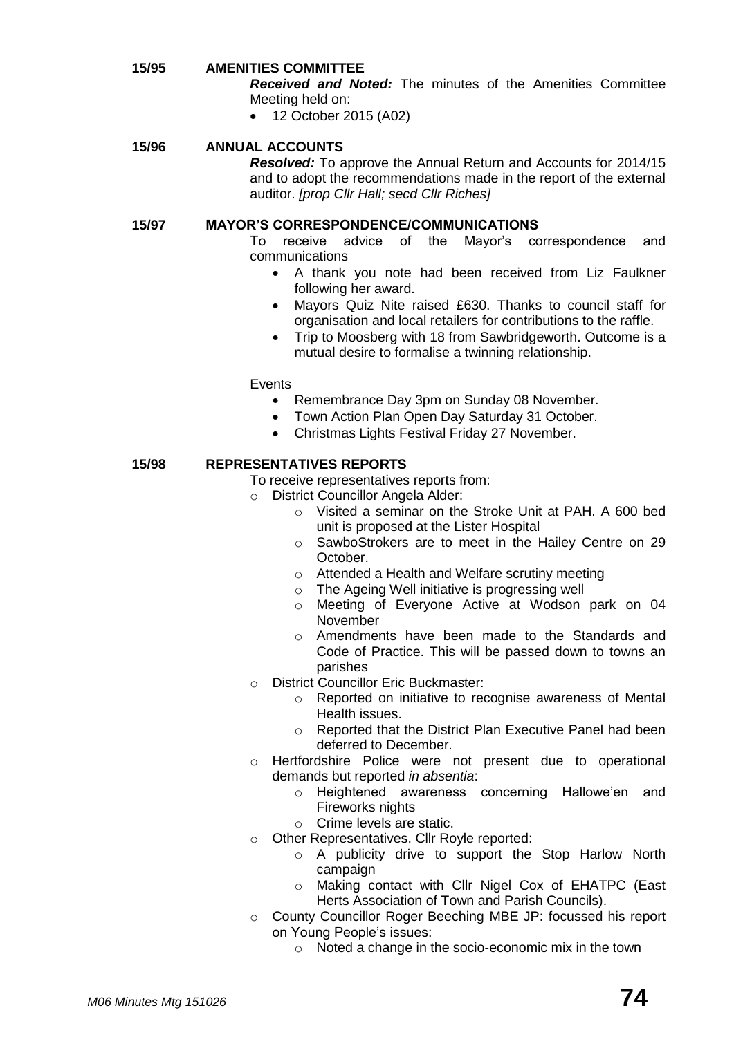**15/95 AMENITIES COMMITTEE**

***Received and Noted:*** The minutes of the Amenities Committee Meeting held on:

- 12 October 2015 (A02)

**15/96 ANNUAL ACCOUNTS**

***Resolved:*** To approve the Annual Return and Accounts for 2014/15 and to adopt the recommendations made in the report of the external auditor. *[prop Cllr Hall; secd Cllr Riches]*

**15/97 MAYOR'S CORRESPONDENCE/COMMUNICATIONS**

To receive advice of the Mayor's correspondence and communications

- A thank you note had been received from Liz Faulkner following her award.
- Mayors Quiz Nite raised £630. Thanks to council staff for organisation and local retailers for contributions to the raffle.
- Trip to Moosberg with 18 from Sawbridgeworth. Outcome is a mutual desire to formalise a twinning relationship.

Events

- Remembrance Day 3pm on Sunday 08 November.
- Town Action Plan Open Day Saturday 31 October.
- Christmas Lights Festival Friday 27 November.

**15/98 REPRESENTATIVES REPORTS**

To receive representatives reports from:

- District Councillor Angela Alder:
  - Visited a seminar on the Stroke Unit at PAH. A 600 bed unit is proposed at the Lister Hospital
  - SawboStrokers are to meet in the Hailey Centre on 29 October.
  - Attended a Health and Welfare scrutiny meeting
  - The Ageing Well initiative is progressing well
  - Meeting of Everyone Active at Wodson park on 04 November
  - Amendments have been made to the Standards and Code of Practice. This will be passed down to towns an parishes
- District Councillor Eric Buckmaster:
  - Reported on initiative to recognise awareness of Mental Health issues.
  - Reported that the District Plan Executive Panel had been deferred to December.
- Hertfordshire Police were not present due to operational demands but reported *in absentia*:
  - Heightened awareness concerning Hallowe'en and Fireworks nights
  - Crime levels are static.
- Other Representatives. Cllr Royle reported:
  - A publicity drive to support the Stop Harlow North campaign
  - Making contact with Cllr Nigel Cox of EHATPC (East Herts Association of Town and Parish Councils).
- County Councillor Roger Beeching MBE JP: focussed his report on Young People's issues:
  - Noted a change in the socio-economic mix in the town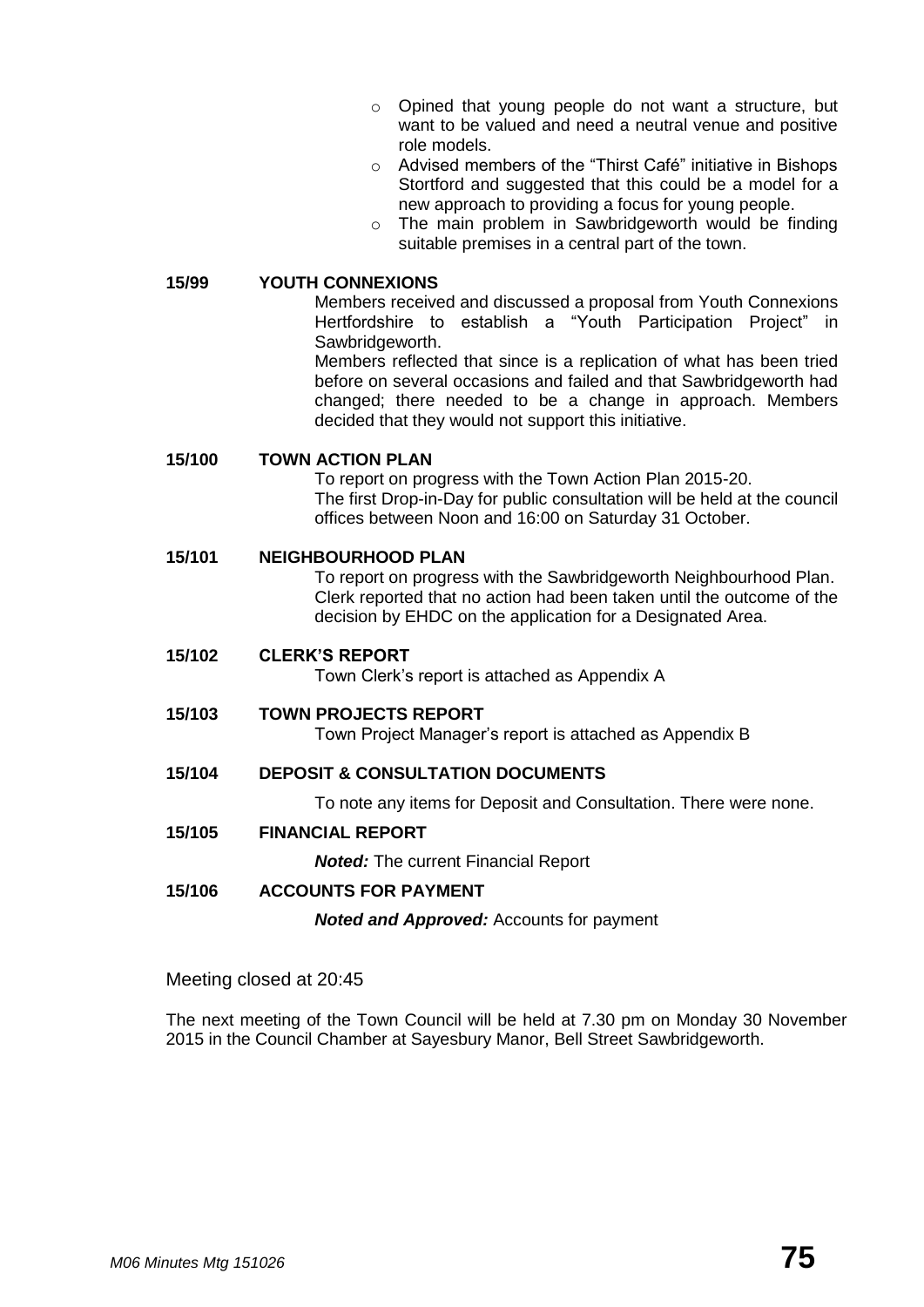- Opined that young people do not want a structure, but want to be valued and need a neutral venue and positive role models.
- Advised members of the "Thirst Café" initiative in Bishops Stortford and suggested that this could be a model for a new approach to providing a focus for young people.
- The main problem in Sawbridgeworth would be finding suitable premises in a central part of the town.

**15/99 YOUTH CONNEXIONS**

Members received and discussed a proposal from Youth Connexions Hertfordshire to establish a "Youth Participation Project" in Sawbridgeworth.

Members reflected that since is a replication of what has been tried before on several occasions and failed and that Sawbridgeworth had changed; there needed to be a change in approach. Members decided that they would not support this initiative.

**15/100 TOWN ACTION PLAN**

To report on progress with the Town Action Plan 2015-20.

The first Drop-in-Day for public consultation will be held at the council offices between Noon and 16:00 on Saturday 31 October.

**15/101 NEIGHBOURHOOD PLAN**

To report on progress with the Sawbridgeworth Neighbourhood Plan.

Clerk reported that no action had been taken until the outcome of the decision by EHDC on the application for a Designated Area.

**15/102 CLERK'S REPORT**

Town Clerk's report is attached as Appendix A

**15/103 TOWN PROJECTS REPORT**

Town Project Manager's report is attached as Appendix B

**15/104 DEPOSIT & CONSULTATION DOCUMENTS**

To note any items for Deposit and Consultation. There were none.

**15/105 FINANCIAL REPORT**

***Noted:*** The current Financial Report

**15/106 ACCOUNTS FOR PAYMENT**

***Noted and Approved:*** Accounts for payment

Meeting closed at 20:45

The next meeting of the Town Council will be held at 7.30 pm on Monday 30 November 2015 in the Council Chamber at Sayesbury Manor, Bell Street Sawbridgeworth.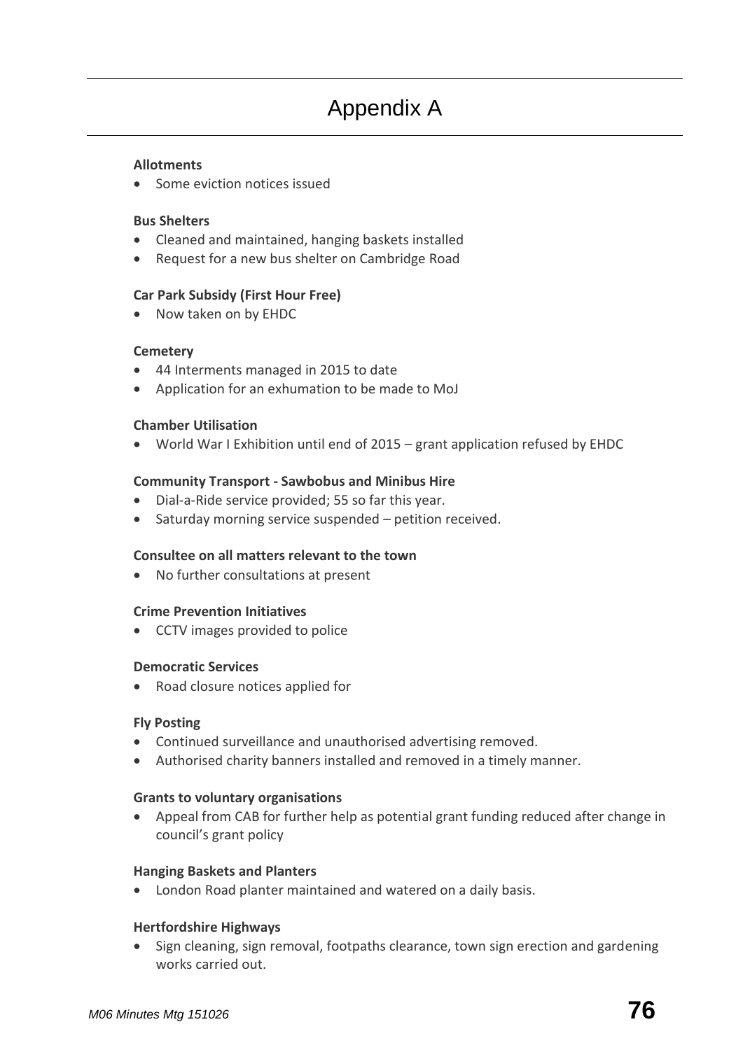# Appendix A

**Allotments**

- Some eviction notices issued

**Bus Shelters**

- Cleaned and maintained, hanging baskets installed
- Request for a new bus shelter on Cambridge Road

**Car Park Subsidy (First Hour Free)**

- Now taken on by EHDC

**Cemetery**

- 44 Interments managed in 2015 to date
- Application for an exhumation to be made to MoJ

**Chamber Utilisation**

- World War I Exhibition until end of 2015 – grant application refused by EHDC

**Community Transport - Sawbobus and Minibus Hire**

- Dial-a-Ride service provided; 55 so far this year.
- Saturday morning service suspended – petition received.

**Consultee on all matters relevant to the town**

- No further consultations at present

**Crime Prevention Initiatives**

- CCTV images provided to police

**Democratic Services**

- Road closure notices applied for

**Fly Posting**

- Continued surveillance and unauthorised advertising removed.
- Authorised charity banners installed and removed in a timely manner.

**Grants to voluntary organisations**

- Appeal from CAB for further help as potential grant funding reduced after change in council's grant policy

**Hanging Baskets and Planters**

- London Road planter maintained and watered on a daily basis.

**Hertfordshire Highways**

- Sign cleaning, sign removal, footpaths clearance, town sign erection and gardening works carried out.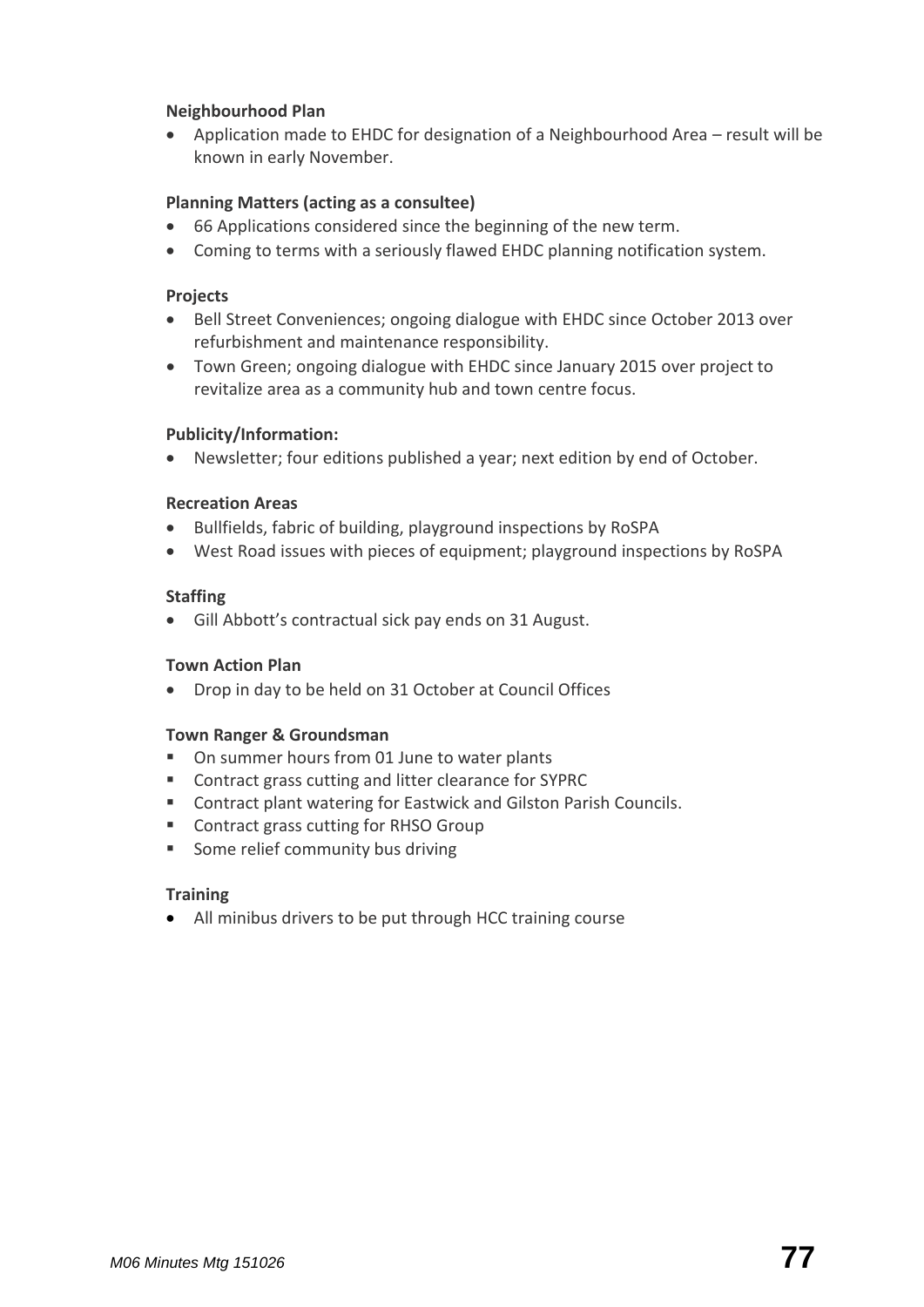**Neighbourhood Plan**

- Application made to EHDC for designation of a Neighbourhood Area – result will be known in early November.

**Planning Matters (acting as a consultee)**

- 66 Applications considered since the beginning of the new term.
- Coming to terms with a seriously flawed EHDC planning notification system.

**Projects**

- Bell Street Conveniences; ongoing dialogue with EHDC since October 2013 over refurbishment and maintenance responsibility.
- Town Green; ongoing dialogue with EHDC since January 2015 over project to revitalize area as a community hub and town centre focus.

**Publicity/Information:**

- Newsletter; four editions published a year; next edition by end of October.

**Recreation Areas**

- Bullfields, fabric of building, playground inspections by RoSPA
- West Road issues with pieces of equipment; playground inspections by RoSPA

**Staffing**

- Gill Abbott's contractual sick pay ends on 31 August.

**Town Action Plan**

- Drop in day to be held on 31 October at Council Offices

**Town Ranger & Groundsman**

- On summer hours from 01 June to water plants
- Contract grass cutting and litter clearance for SYPRC
- Contract plant watering for Eastwick and Gilston Parish Councils.
- Contract grass cutting for RHSO Group
- Some relief community bus driving

**Training**

- All minibus drivers to be put through HCC training course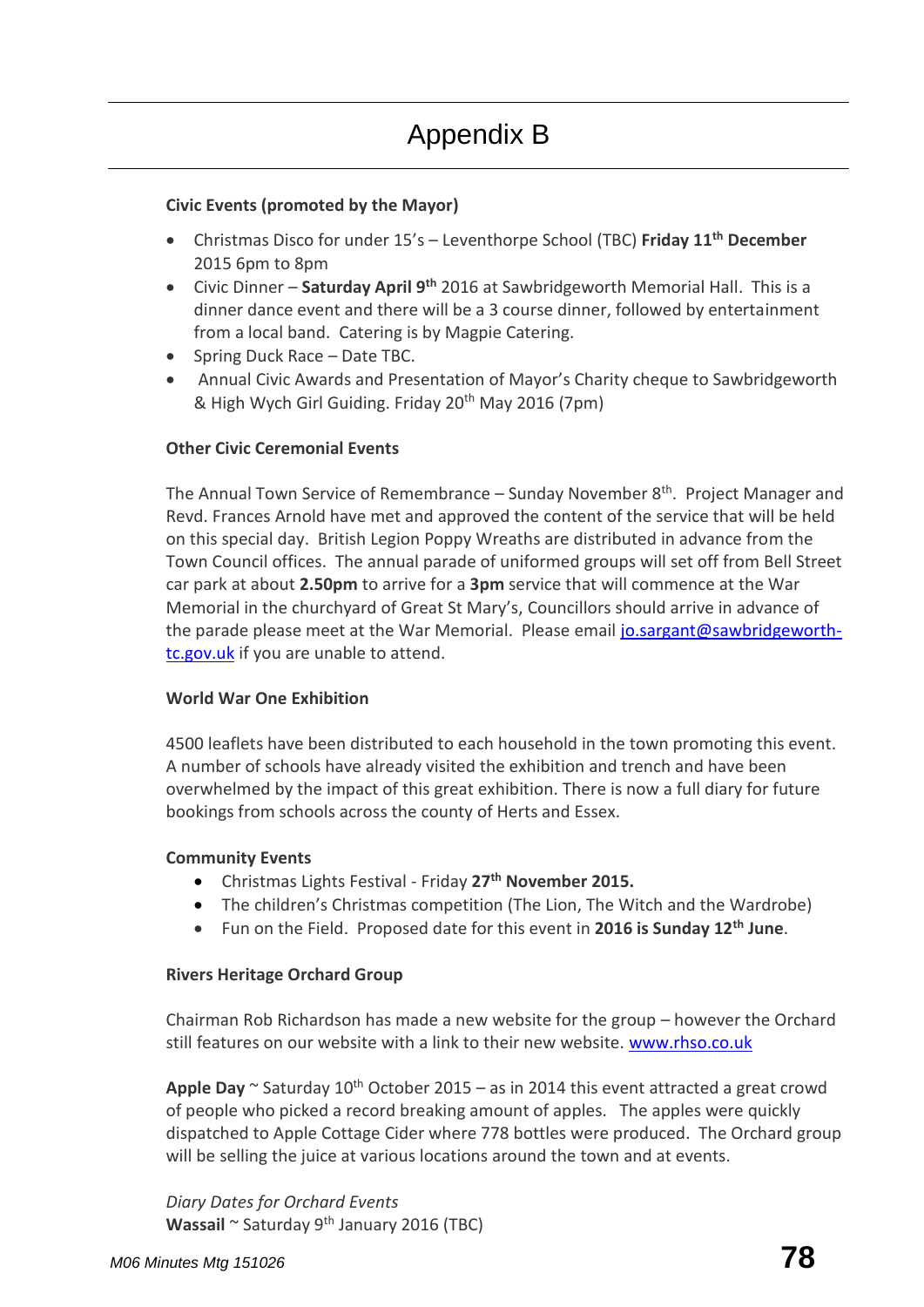# Appendix B

**Civic Events (promoted by the Mayor)**

- Christmas Disco for under 15's – Leventhorpe School (TBC) **Friday 11th December** 2015 6pm to 8pm
- Civic Dinner – **Saturday April 9th** 2016 at Sawbridgeworth Memorial Hall. This is a dinner dance event and there will be a 3 course dinner, followed by entertainment from a local band. Catering is by Magpie Catering.
- Spring Duck Race – Date TBC.
- Annual Civic Awards and Presentation of Mayor's Charity cheque to Sawbridgeworth & High Wych Girl Guiding. Friday 20th May 2016 (7pm)

**Other Civic Ceremonial Events**

The Annual Town Service of Remembrance – Sunday November 8th. Project Manager and Revd. Frances Arnold have met and approved the content of the service that will be held on this special day. British Legion Poppy Wreaths are distributed in advance from the Town Council offices. The annual parade of uniformed groups will set off from Bell Street car park at about **2.50pm** to arrive for a **3pm** service that will commence at the War Memorial in the churchyard of Great St Mary's, Councillors should arrive in advance of the parade please meet at the War Memorial. Please email jo.sargant@sawbridgeworth-tc.gov.uk if you are unable to attend.

**World War One Exhibition**

4500 leaflets have been distributed to each household in the town promoting this event. A number of schools have already visited the exhibition and trench and have been overwhelmed by the impact of this great exhibition. There is now a full diary for future bookings from schools across the county of Herts and Essex.

**Community Events**

- Christmas Lights Festival - Friday **27th November 2015.**
- The children's Christmas competition (The Lion, The Witch and the Wardrobe)
- Fun on the Field. Proposed date for this event in **2016 is Sunday 12th June**.

**Rivers Heritage Orchard Group**

Chairman Rob Richardson has made a new website for the group – however the Orchard still features on our website with a link to their new website. www.rhso.co.uk

**Apple Day** ~ Saturday 10th October 2015 – as in 2014 this event attracted a great crowd of people who picked a record breaking amount of apples. The apples were quickly dispatched to Apple Cottage Cider where 778 bottles were produced. The Orchard group will be selling the juice at various locations around the town and at events.

*Diary Dates for Orchard Events*
**Wassail** ~ Saturday 9th January 2016 (TBC)